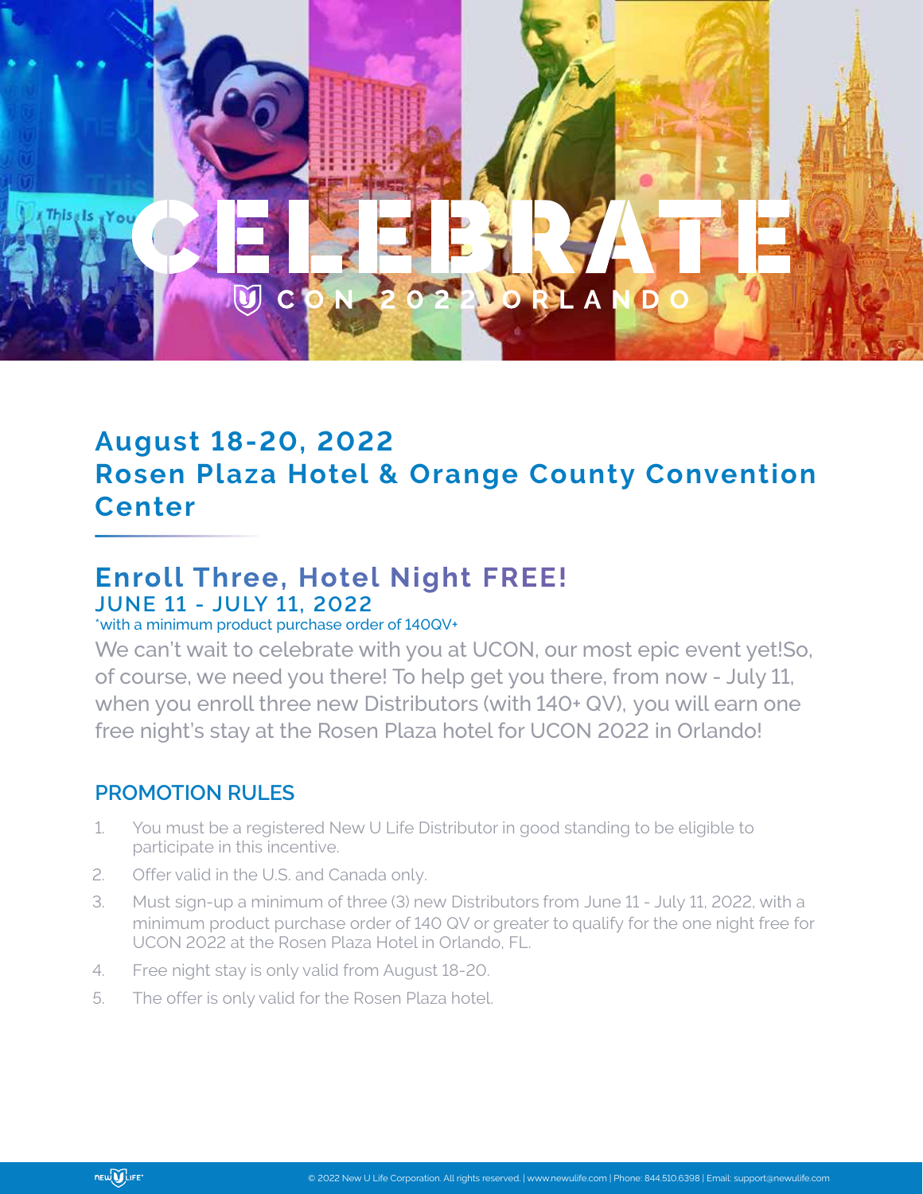# CELEBRATE

UCON 2022 ORLANDO

## August 18-20, 2022
## Rosen Plaza Hotel & Orange County Convention Center

## Enroll Three, Hotel Night FREE!

### JUNE 11 - JULY 11, 2022

*with a minimum product purchase order of 140QV+

We can't wait to celebrate with you at UCON, our most epic event yet!So, of course, we need you there! To help get you there, from now - July 11, when you enroll three new Distributors (with 140+ QV), you will earn one free night's stay at the Rosen Plaza hotel for UCON 2022 in Orlando!

### PROMOTION RULES

1. You must be a registered New U Life Distributor in good standing to be eligible to participate in this incentive.
2. Offer valid in the U.S. and Canada only.
3. Must sign-up a minimum of three (3) new Distributors from June 11 - July 11, 2022, with a minimum product purchase order of 140 QV or greater to qualify for the one night free for UCON 2022 at the Rosen Plaza Hotel in Orlando, FL.
4. Free night stay is only valid from August 18-20.
5. The offer is only valid for the Rosen Plaza hotel.

© 2022 New U Life Corporation. All rights reserved. | www.newulife.com | Phone: 844.510.6398 | Email: support@newulife.com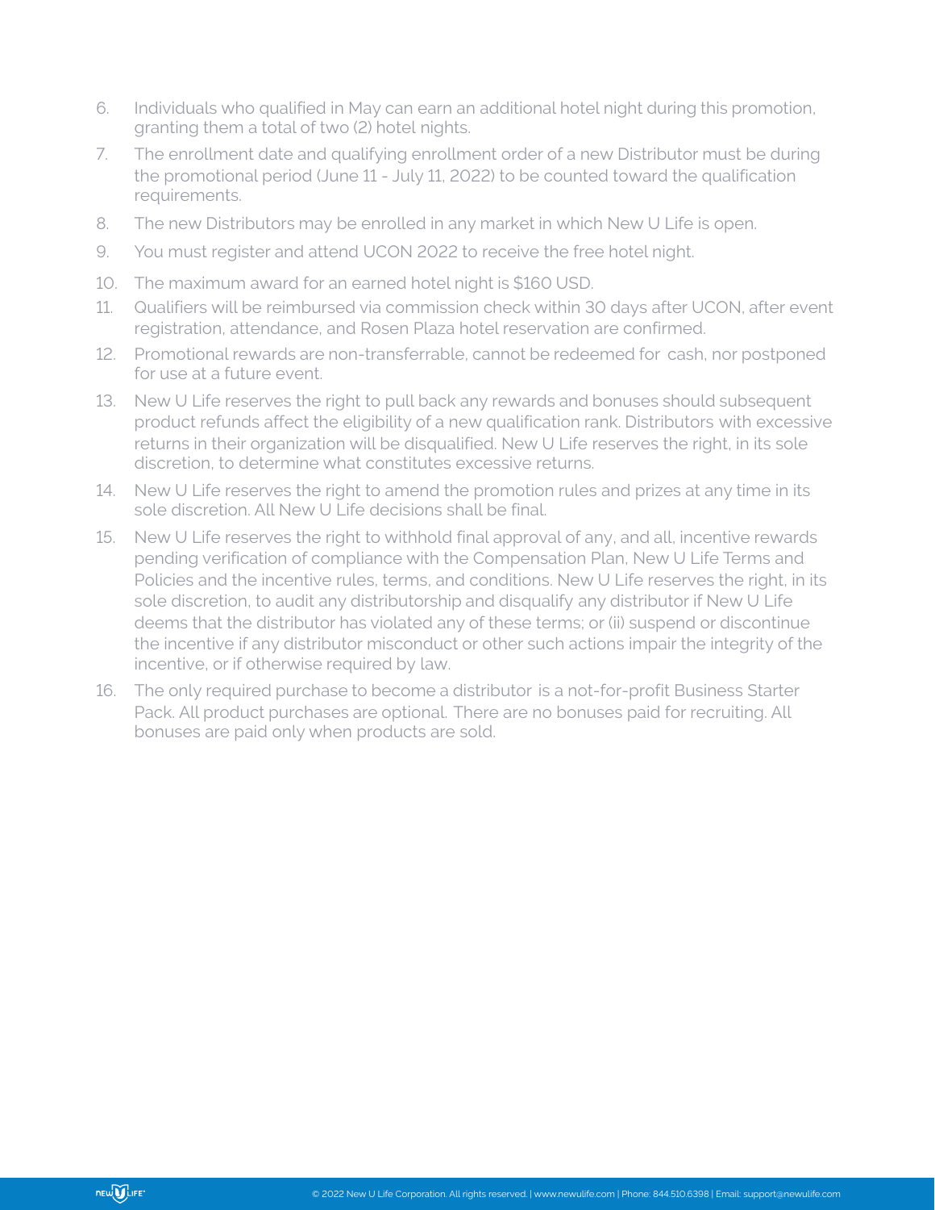6. Individuals who qualified in May can earn an additional hotel night during this promotion, granting them a total of two (2) hotel nights.
7. The enrollment date and qualifying enrollment order of a new Distributor must be during the promotional period (June 11 - July 11, 2022) to be counted toward the qualification requirements.
8. The new Distributors may be enrolled in any market in which New U Life is open.
9. You must register and attend UCON 2022 to receive the free hotel night.
10. The maximum award for an earned hotel night is $160 USD.
11. Qualifiers will be reimbursed via commission check within 30 days after UCON, after event registration, attendance, and Rosen Plaza hotel reservation are confirmed.
12. Promotional rewards are non-transferrable, cannot be redeemed for cash, nor postponed for use at a future event.
13. New U Life reserves the right to pull back any rewards and bonuses should subsequent product refunds affect the eligibility of a new qualification rank. Distributors with excessive returns in their organization will be disqualified. New U Life reserves the right, in its sole discretion, to determine what constitutes excessive returns.
14. New U Life reserves the right to amend the promotion rules and prizes at any time in its sole discretion. All New U Life decisions shall be final.
15. New U Life reserves the right to withhold final approval of any, and all, incentive rewards pending verification of compliance with the Compensation Plan, New U Life Terms and Policies and the incentive rules, terms, and conditions. New U Life reserves the right, in its sole discretion, to audit any distributorship and disqualify any distributor if New U Life deems that the distributor has violated any of these terms; or (ii) suspend or discontinue the incentive if any distributor misconduct or other such actions impair the integrity of the incentive, or if otherwise required by law.
16. The only required purchase to become a distributor is a not-for-profit Business Starter Pack. All product purchases are optional. There are no bonuses paid for recruiting. All bonuses are paid only when products are sold.